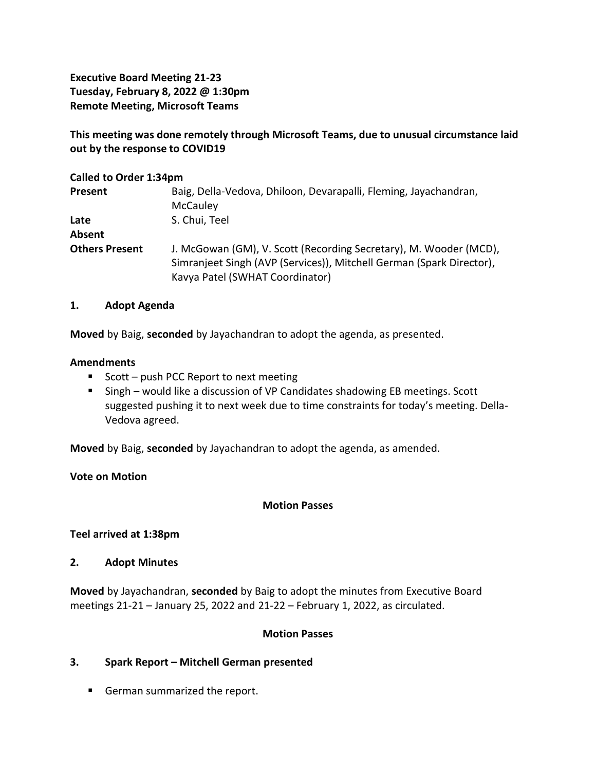**Executive Board Meeting 21-23**
**Tuesday, February 8, 2022 @ 1:30pm**
**Remote Meeting, Microsoft Teams**

**This meeting was done remotely through Microsoft Teams, due to unusual circumstance laid out by the response to COVID19**

**Called to Order 1:34pm**

| | |
|---|---|
| **Present** | Baig, Della-Vedova, Dhiloon, Devarapalli, Fleming, Jayachandran, McCauley |
| **Late** | S. Chui, Teel |
| **Absent** | |
| **Others Present** | J. McGowan (GM), V. Scott (Recording Secretary), M. Wooder (MCD), Simranjeet Singh (AVP (Services)), Mitchell German (Spark Director), Kavya Patel (SWHAT Coordinator) |

## 1. Adopt Agenda

**Moved** by Baig, **seconded** by Jayachandran to adopt the agenda, as presented.

**Amendments**

- Scott – push PCC Report to next meeting
- Singh – would like a discussion of VP Candidates shadowing EB meetings. Scott suggested pushing it to next week due to time constraints for today's meeting. Della-Vedova agreed.

**Moved** by Baig, **seconded** by Jayachandran to adopt the agenda, as amended.

**Vote on Motion**

**Motion Passes**

**Teel arrived at 1:38pm**

## 2. Adopt Minutes

**Moved** by Jayachandran, **seconded** by Baig to adopt the minutes from Executive Board meetings 21-21 – January 25, 2022 and 21-22 – February 1, 2022, as circulated.

**Motion Passes**

## 3. Spark Report – Mitchell German presented

- German summarized the report.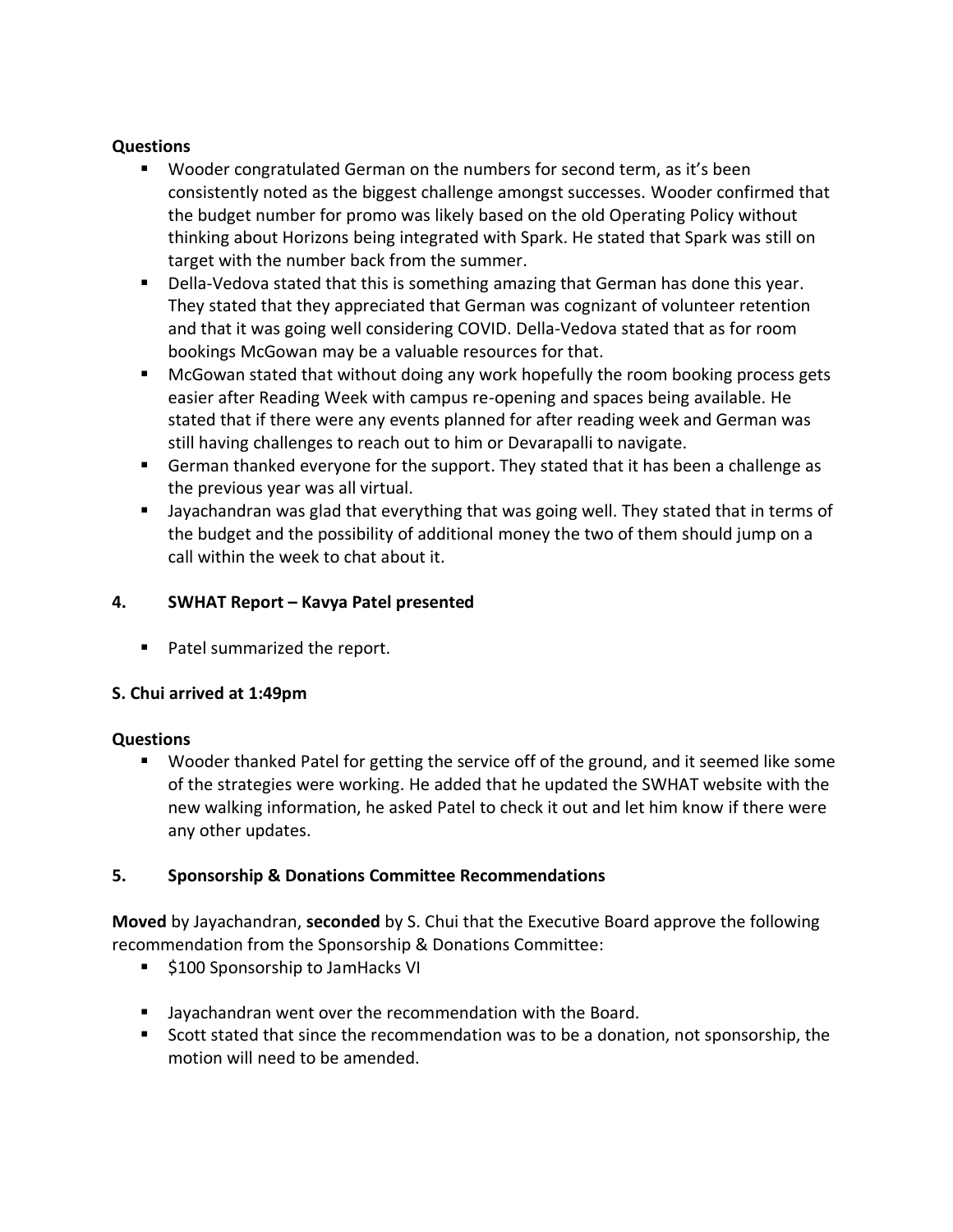**Questions**

- Wooder congratulated German on the numbers for second term, as it's been consistently noted as the biggest challenge amongst successes. Wooder confirmed that the budget number for promo was likely based on the old Operating Policy without thinking about Horizons being integrated with Spark. He stated that Spark was still on target with the number back from the summer.
- Della-Vedova stated that this is something amazing that German has done this year. They stated that they appreciated that German was cognizant of volunteer retention and that it was going well considering COVID. Della-Vedova stated that as for room bookings McGowan may be a valuable resources for that.
- McGowan stated that without doing any work hopefully the room booking process gets easier after Reading Week with campus re-opening and spaces being available. He stated that if there were any events planned for after reading week and German was still having challenges to reach out to him or Devarapalli to navigate.
- German thanked everyone for the support. They stated that it has been a challenge as the previous year was all virtual.
- Jayachandran was glad that everything that was going well. They stated that in terms of the budget and the possibility of additional money the two of them should jump on a call within the week to chat about it.

**4. SWHAT Report – Kavya Patel presented**

- Patel summarized the report.

**S. Chui arrived at 1:49pm**

**Questions**

- Wooder thanked Patel for getting the service off of the ground, and it seemed like some of the strategies were working. He added that he updated the SWHAT website with the new walking information, he asked Patel to check it out and let him know if there were any other updates.

**5. Sponsorship & Donations Committee Recommendations**

**Moved** by Jayachandran, **seconded** by S. Chui that the Executive Board approve the following recommendation from the Sponsorship & Donations Committee:

- $100 Sponsorship to JamHacks VI

- Jayachandran went over the recommendation with the Board.
- Scott stated that since the recommendation was to be a donation, not sponsorship, the motion will need to be amended.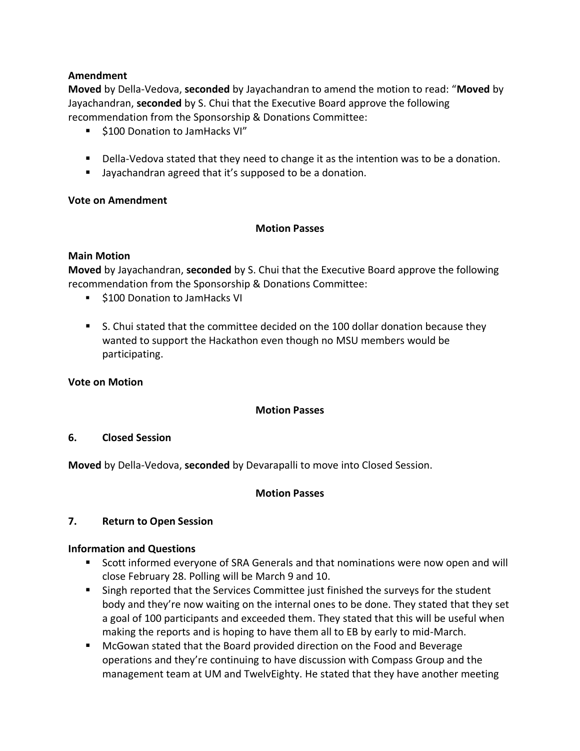**Amendment**

**Moved** by Della-Vedova, **seconded** by Jayachandran to amend the motion to read: "**Moved** by Jayachandran, **seconded** by S. Chui that the Executive Board approve the following recommendation from the Sponsorship & Donations Committee:

- $100 Donation to JamHacks VI"

- Della-Vedova stated that they need to change it as the intention was to be a donation.
- Jayachandran agreed that it's supposed to be a donation.

**Vote on Amendment**

**Motion Passes**

**Main Motion**

**Moved** by Jayachandran, **seconded** by S. Chui that the Executive Board approve the following recommendation from the Sponsorship & Donations Committee:

- $100 Donation to JamHacks VI

- S. Chui stated that the committee decided on the 100 dollar donation because they wanted to support the Hackathon even though no MSU members would be participating.

**Vote on Motion**

**Motion Passes**

## 6. Closed Session

**Moved** by Della-Vedova, **seconded** by Devarapalli to move into Closed Session.

**Motion Passes**

## 7. Return to Open Session

**Information and Questions**

- Scott informed everyone of SRA Generals and that nominations were now open and will close February 28. Polling will be March 9 and 10.
- Singh reported that the Services Committee just finished the surveys for the student body and they're now waiting on the internal ones to be done. They stated that they set a goal of 100 participants and exceeded them. They stated that this will be useful when making the reports and is hoping to have them all to EB by early to mid-March.
- McGowan stated that the Board provided direction on the Food and Beverage operations and they're continuing to have discussion with Compass Group and the management team at UM and TwelvEighty. He stated that they have another meeting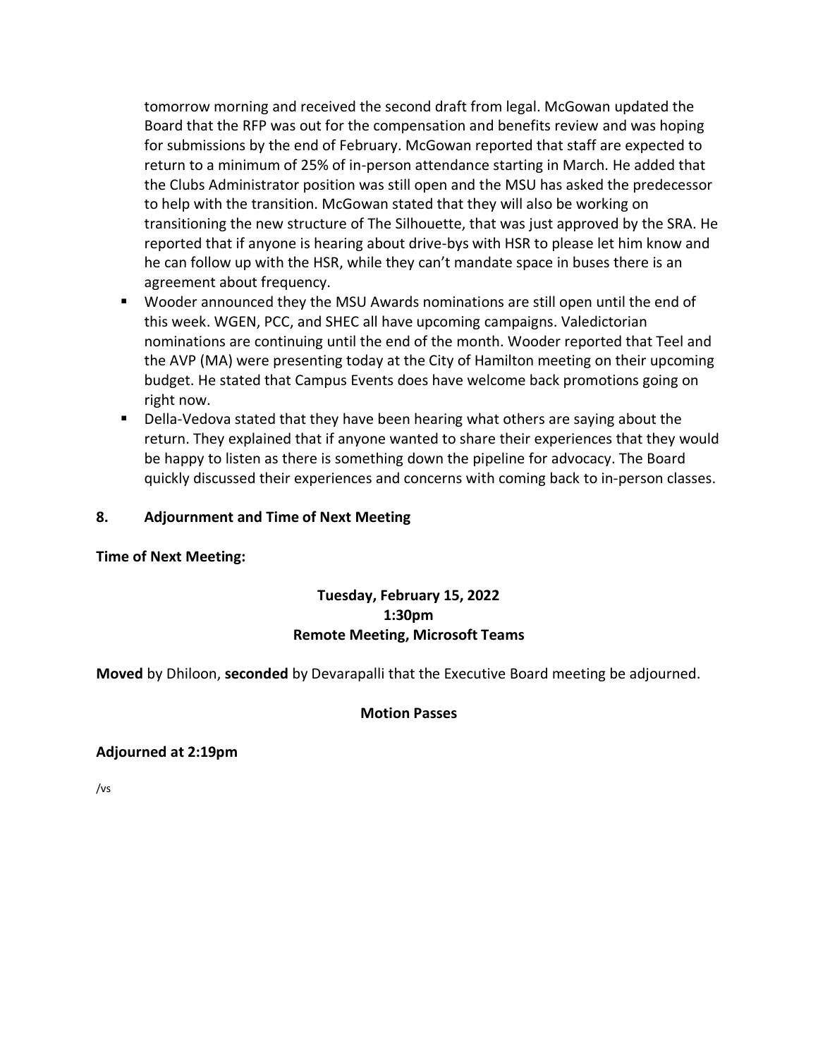tomorrow morning and received the second draft from legal. McGowan updated the Board that the RFP was out for the compensation and benefits review and was hoping for submissions by the end of February. McGowan reported that staff are expected to return to a minimum of 25% of in-person attendance starting in March. He added that the Clubs Administrator position was still open and the MSU has asked the predecessor to help with the transition. McGowan stated that they will also be working on transitioning the new structure of The Silhouette, that was just approved by the SRA. He reported that if anyone is hearing about drive-bys with HSR to please let him know and he can follow up with the HSR, while they can't mandate space in buses there is an agreement about frequency.

- Wooder announced they the MSU Awards nominations are still open until the end of this week. WGEN, PCC, and SHEC all have upcoming campaigns. Valedictorian nominations are continuing until the end of the month. Wooder reported that Teel and the AVP (MA) were presenting today at the City of Hamilton meeting on their upcoming budget. He stated that Campus Events does have welcome back promotions going on right now.
- Della-Vedova stated that they have been hearing what others are saying about the return. They explained that if anyone wanted to share their experiences that they would be happy to listen as there is something down the pipeline for advocacy. The Board quickly discussed their experiences and concerns with coming back to in-person classes.

## 8. Adjournment and Time of Next Meeting

**Time of Next Meeting:**

**Tuesday, February 15, 2022**
**1:30pm**
**Remote Meeting, Microsoft Teams**

**Moved** by Dhiloon, **seconded** by Devarapalli that the Executive Board meeting be adjourned.

**Motion Passes**

**Adjourned at 2:19pm**

/vs